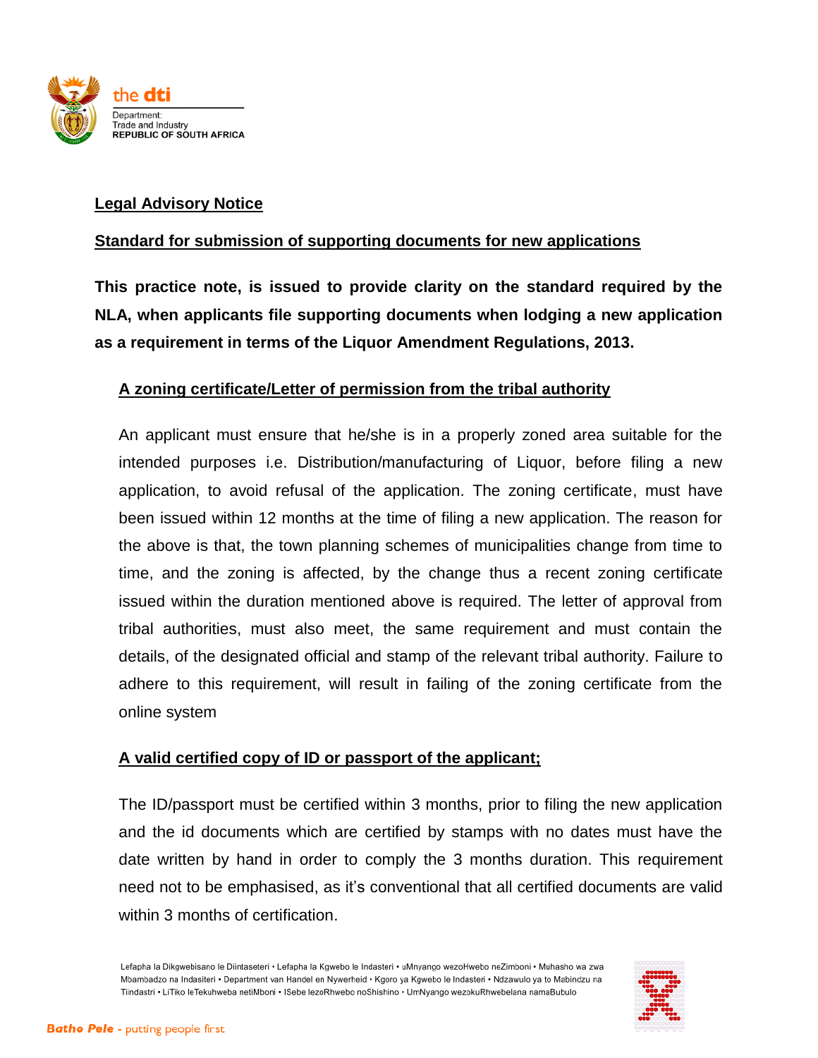the dti

Department:
Trade and Industry
REPUBLIC OF SOUTH AFRICA

## Legal Advisory Notice

## Standard for submission of supporting documents for new applications

**This practice note, is issued to provide clarity on the standard required by the NLA, when applicants file supporting documents when lodging a new application as a requirement in terms of the Liquor Amendment Regulations, 2013.**

### A zoning certificate/Letter of permission from the tribal authority

An applicant must ensure that he/she is in a properly zoned area suitable for the intended purposes i.e. Distribution/manufacturing of Liquor, before filing a new application, to avoid refusal of the application. The zoning certificate, must have been issued within 12 months at the time of filing a new application. The reason for the above is that, the town planning schemes of municipalities change from time to time, and the zoning is affected, by the change thus a recent zoning certificate issued within the duration mentioned above is required. The letter of approval from tribal authorities, must also meet, the same requirement and must contain the details, of the designated official and stamp of the relevant tribal authority. Failure to adhere to this requirement, will result in failing of the zoning certificate from the online system

### A valid certified copy of ID or passport of the applicant;

The ID/passport must be certified within 3 months, prior to filing the new application and the id documents which are certified by stamps with no dates must have the date written by hand in order to comply the 3 months duration. This requirement need not to be emphasised, as it's conventional that all certified documents are valid within 3 months of certification.

Lefapha la Dikgwebisano le Diintaseteri • Lefapha la Kgwebo le Indasteri • uMnyango wezoHwebo neZimboni • Muhasho wa zwa Mbambadzo na Indasiteri • Department van Handel en Nywerheid • Kgoro ya Kgwebo le Indasteri • Ndzawulo ya to Mabindzu na Tiindastri • LiTiko leTekuhweba netiMboni • ISebe lezoRhwebo noShishino • UmNyango wezokuRhwebelana namaBubulo

Batho Pele - putting people first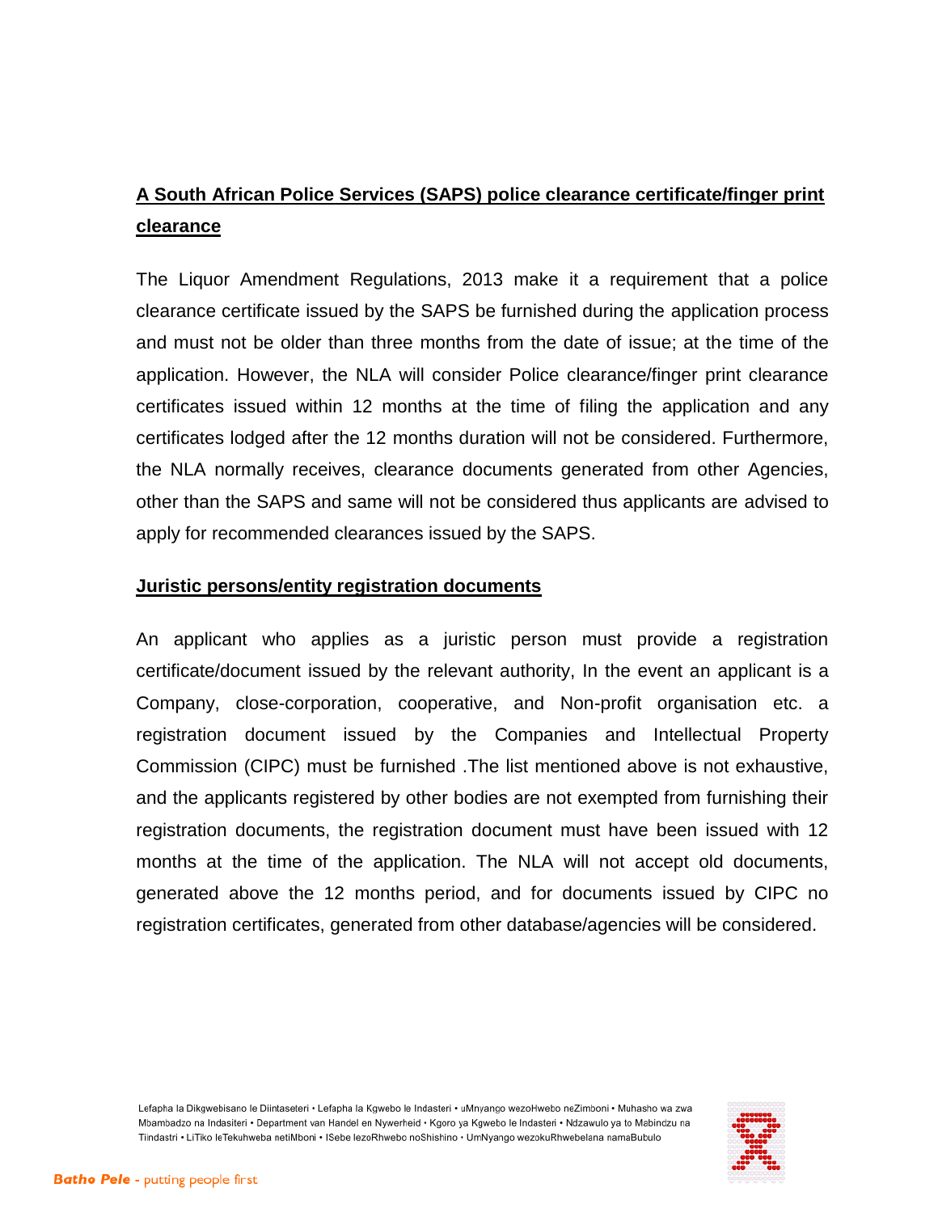**A South African Police Services (SAPS) police clearance certificate/finger print clearance**

The Liquor Amendment Regulations, 2013 make it a requirement that a police clearance certificate issued by the SAPS be furnished during the application process and must not be older than three months from the date of issue; at the time of the application. However, the NLA will consider Police clearance/finger print clearance certificates issued within 12 months at the time of filing the application and any certificates lodged after the 12 months duration will not be considered. Furthermore, the NLA normally receives, clearance documents generated from other Agencies, other than the SAPS and same will not be considered thus applicants are advised to apply for recommended clearances issued by the SAPS.

**Juristic persons/entity registration documents**

An applicant who applies as a juristic person must provide a registration certificate/document issued by the relevant authority, In the event an applicant is a Company, close-corporation, cooperative, and Non-profit organisation etc. a registration document issued by the Companies and Intellectual Property Commission (CIPC) must be furnished .The list mentioned above is not exhaustive, and the applicants registered by other bodies are not exempted from furnishing their registration documents, the registration document must have been issued with 12 months at the time of the application. The NLA will not accept old documents, generated above the 12 months period, and for documents issued by CIPC no registration certificates, generated from other database/agencies will be considered.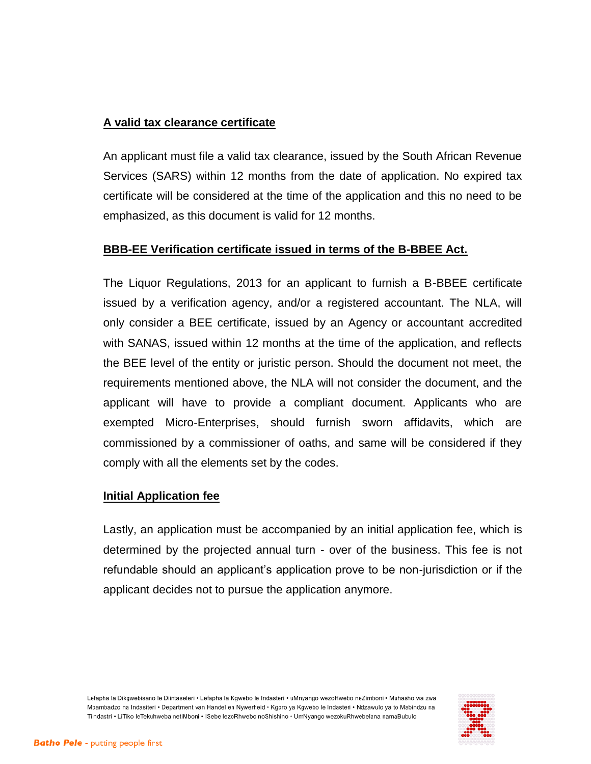**A valid tax clearance certificate**

An applicant must file a valid tax clearance, issued by the South African Revenue Services (SARS) within 12 months from the date of application. No expired tax certificate will be considered at the time of the application and this no need to be emphasized, as this document is valid for 12 months.

**BBB-EE Verification certificate issued in terms of the B-BBEE Act.**

The Liquor Regulations, 2013 for an applicant to furnish a B-BBEE certificate issued by a verification agency, and/or a registered accountant. The NLA, will only consider a BEE certificate, issued by an Agency or accountant accredited with SANAS, issued within 12 months at the time of the application, and reflects the BEE level of the entity or juristic person. Should the document not meet, the requirements mentioned above, the NLA will not consider the document, and the applicant will have to provide a compliant document. Applicants who are exempted Micro-Enterprises, should furnish sworn affidavits, which are commissioned by a commissioner of oaths, and same will be considered if they comply with all the elements set by the codes.

**Initial Application fee**

Lastly, an application must be accompanied by an initial application fee, which is determined by the projected annual turn - over of the business. This fee is not refundable should an applicant's application prove to be non-jurisdiction or if the applicant decides not to pursue the application anymore.